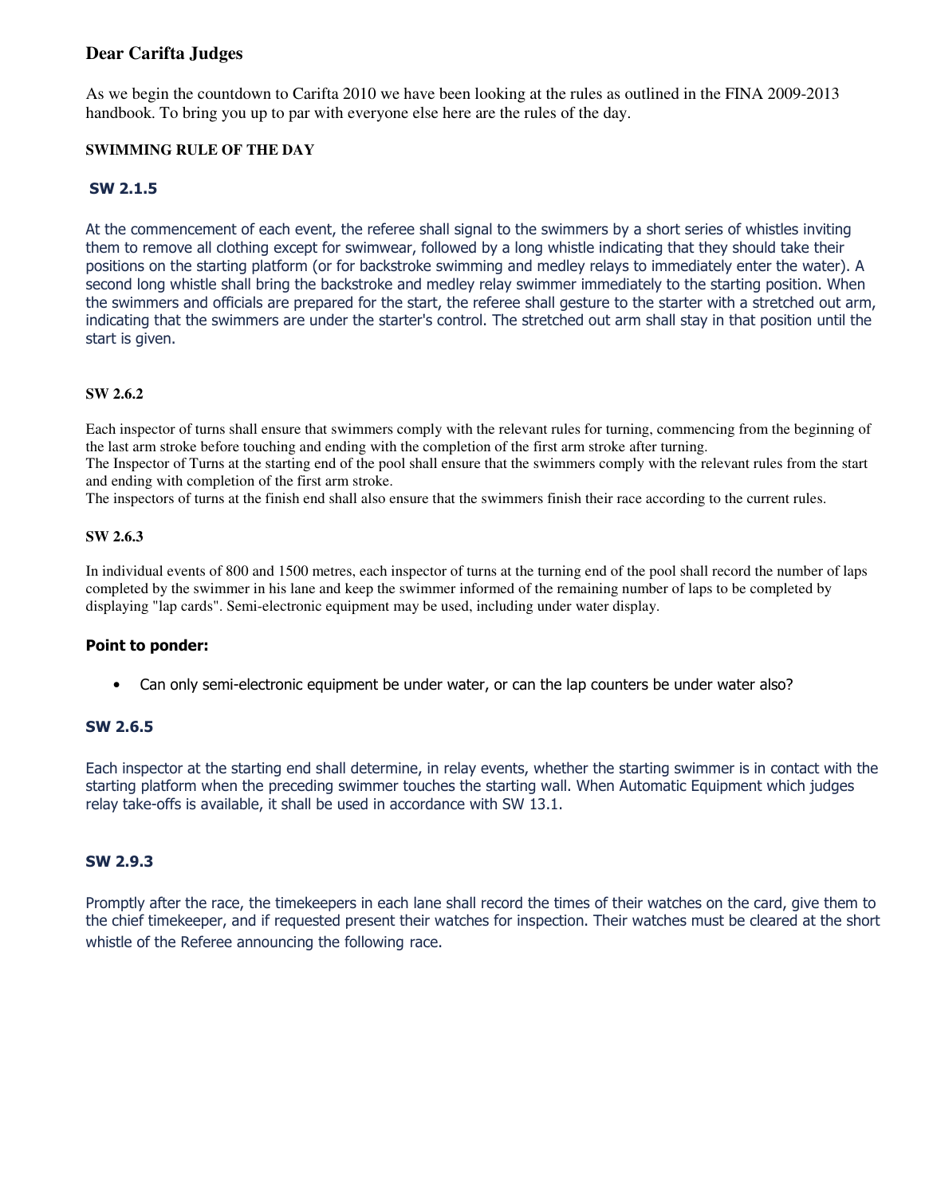## Dear Carifta Judges

As we begin the countdown to Carifta 2010 we have been looking at the rules as outlined in the FINA 2009-2013 handbook. To bring you up to par with everyone else here are the rules of the day.

**SWIMMING RULE OF THE DAY**

### SW 2.1.5

At the commencement of each event, the referee shall signal to the swimmers by a short series of whistles inviting them to remove all clothing except for swimwear, followed by a long whistle indicating that they should take their positions on the starting platform (or for backstroke swimming and medley relays to immediately enter the water). A second long whistle shall bring the backstroke and medley relay swimmer immediately to the starting position. When the swimmers and officials are prepared for the start, the referee shall gesture to the starter with a stretched out arm, indicating that the swimmers are under the starter's control. The stretched out arm shall stay in that position until the start is given.

### SW 2.6.2

Each inspector of turns shall ensure that swimmers comply with the relevant rules for turning, commencing from the beginning of the last arm stroke before touching and ending with the completion of the first arm stroke after turning.
The Inspector of Turns at the starting end of the pool shall ensure that the swimmers comply with the relevant rules from the start and ending with completion of the first arm stroke.
The inspectors of turns at the finish end shall also ensure that the swimmers finish their race according to the current rules.

### SW 2.6.3

In individual events of 800 and 1500 metres, each inspector of turns at the turning end of the pool shall record the number of laps completed by the swimmer in his lane and keep the swimmer informed of the remaining number of laps to be completed by displaying "lap cards". Semi-electronic equipment may be used, including under water display.

**Point to ponder:**

- Can only semi-electronic equipment be under water, or can the lap counters be under water also?

### SW 2.6.5

Each inspector at the starting end shall determine, in relay events, whether the starting swimmer is in contact with the starting platform when the preceding swimmer touches the starting wall. When Automatic Equipment which judges relay take-offs is available, it shall be used in accordance with SW 13.1.

### SW 2.9.3

Promptly after the race, the timekeepers in each lane shall record the times of their watches on the card, give them to the chief timekeeper, and if requested present their watches for inspection. Their watches must be cleared at the short whistle of the Referee announcing the following race.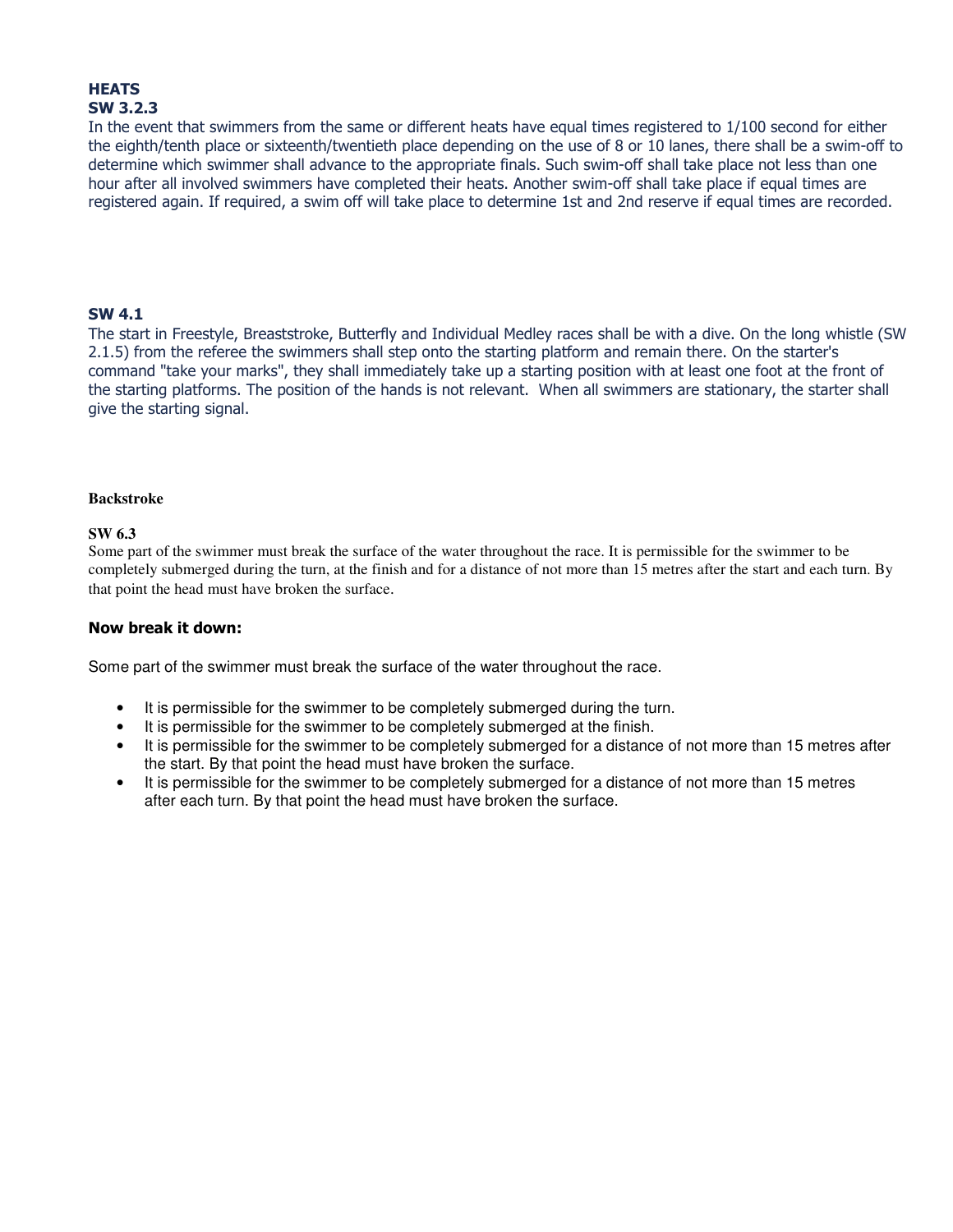## HEATS

### SW 3.2.3

In the event that swimmers from the same or different heats have equal times registered to 1/100 second for either the eighth/tenth place or sixteenth/twentieth place depending on the use of 8 or 10 lanes, there shall be a swim-off to determine which swimmer shall advance to the appropriate finals. Such swim-off shall take place not less than one hour after all involved swimmers have completed their heats. Another swim-off shall take place if equal times are registered again. If required, a swim off will take place to determine 1st and 2nd reserve if equal times are recorded.

### SW 4.1

The start in Freestyle, Breaststroke, Butterfly and Individual Medley races shall be with a dive. On the long whistle (SW 2.1.5) from the referee the swimmers shall step onto the starting platform and remain there. On the starter's command "take your marks", they shall immediately take up a starting position with at least one foot at the front of the starting platforms. The position of the hands is not relevant. When all swimmers are stationary, the starter shall give the starting signal.

## Backstroke

### SW 6.3

Some part of the swimmer must break the surface of the water throughout the race. It is permissible for the swimmer to be completely submerged during the turn, at the finish and for a distance of not more than 15 metres after the start and each turn. By that point the head must have broken the surface.

### Now break it down:

Some part of the swimmer must break the surface of the water throughout the race.

- It is permissible for the swimmer to be completely submerged during the turn.
- It is permissible for the swimmer to be completely submerged at the finish.
- It is permissible for the swimmer to be completely submerged for a distance of not more than 15 metres after the start. By that point the head must have broken the surface.
- It is permissible for the swimmer to be completely submerged for a distance of not more than 15 metres after each turn. By that point the head must have broken the surface.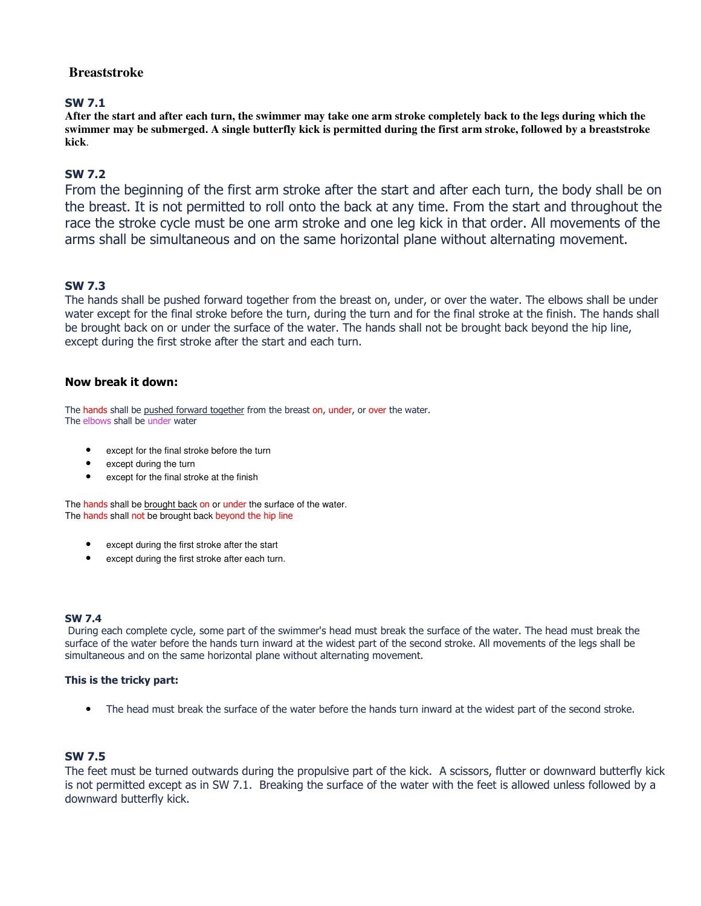## Breaststroke

### SW 7.1

**After the start and after each turn, the swimmer may take one arm stroke completely back to the legs during which the swimmer may be submerged. A single butterfly kick is permitted during the first arm stroke, followed by a breaststroke kick**.

### SW 7.2

From the beginning of the first arm stroke after the start and after each turn, the body shall be on the breast. It is not permitted to roll onto the back at any time. From the start and throughout the race the stroke cycle must be one arm stroke and one leg kick in that order. All movements of the arms shall be simultaneous and on the same horizontal plane without alternating movement.

### SW 7.3

The hands shall be pushed forward together from the breast on, under, or over the water. The elbows shall be under water except for the final stroke before the turn, during the turn and for the final stroke at the finish. The hands shall be brought back on or under the surface of the water. The hands shall not be brought back beyond the hip line, except during the first stroke after the start and each turn.

### Now break it down:

The hands shall be pushed forward together from the breast on, under, or over the water.
The elbows shall be under water

- except for the final stroke before the turn
- except during the turn
- except for the final stroke at the finish

The hands shall be brought back on or under the surface of the water.
The hands shall not be brought back beyond the hip line

- except during the first stroke after the start
- except during the first stroke after each turn.

### SW 7.4

During each complete cycle, some part of the swimmer's head must break the surface of the water. The head must break the surface of the water before the hands turn inward at the widest part of the second stroke. All movements of the legs shall be simultaneous and on the same horizontal plane without alternating movement.

**This is the tricky part:**

- The head must break the surface of the water before the hands turn inward at the widest part of the second stroke.

### SW 7.5

The feet must be turned outwards during the propulsive part of the kick. A scissors, flutter or downward butterfly kick is not permitted except as in SW 7.1. Breaking the surface of the water with the feet is allowed unless followed by a downward butterfly kick.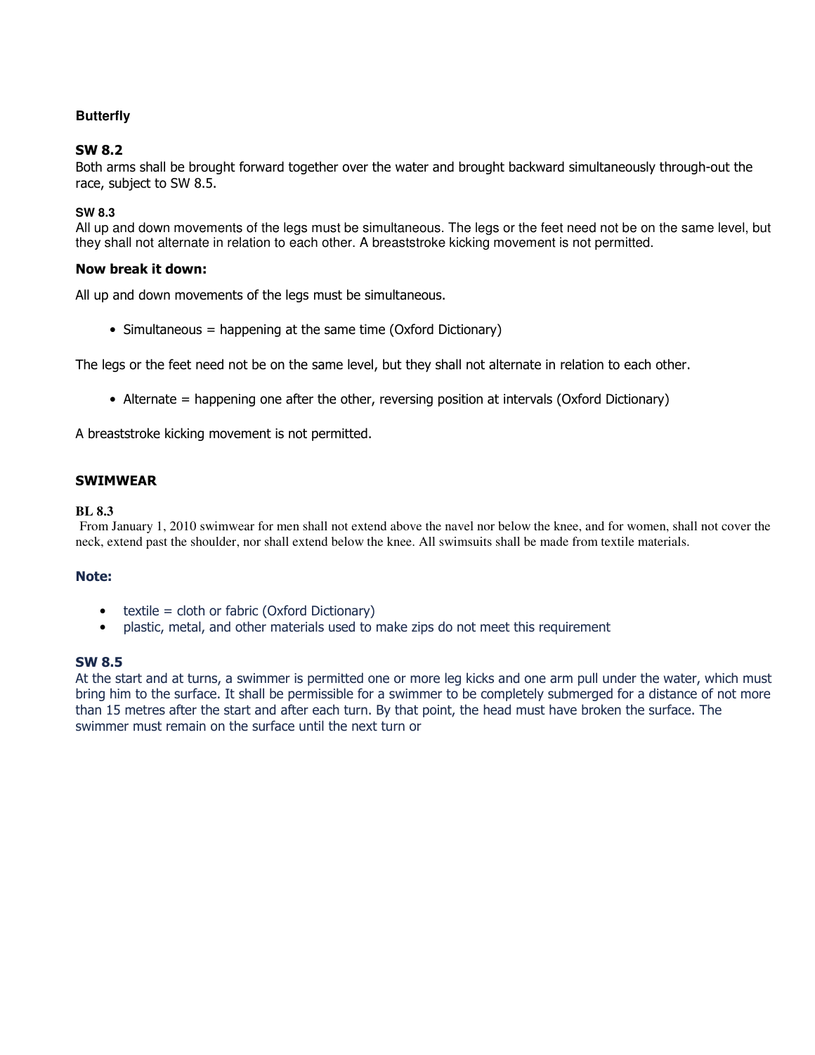**Butterfly**

**SW 8.2**

Both arms shall be brought forward together over the water and brought backward simultaneously through-out the race, subject to SW 8.5.

**SW 8.3**

All up and down movements of the legs must be simultaneous. The legs or the feet need not be on the same level, but they shall not alternate in relation to each other. A breaststroke kicking movement is not permitted.

**Now break it down:**

All up and down movements of the legs must be simultaneous.

- Simultaneous = happening at the same time (Oxford Dictionary)

The legs or the feet need not be on the same level, but they shall not alternate in relation to each other.

- Alternate = happening one after the other, reversing position at intervals (Oxford Dictionary)

A breaststroke kicking movement is not permitted.

**SWIMWEAR**

**BL 8.3**

From January 1, 2010 swimwear for men shall not extend above the navel nor below the knee, and for women, shall not cover the neck, extend past the shoulder, nor shall extend below the knee. All swimsuits shall be made from textile materials.

**Note:**

- textile = cloth or fabric (Oxford Dictionary)
- plastic, metal, and other materials used to make zips do not meet this requirement

**SW 8.5**

At the start and at turns, a swimmer is permitted one or more leg kicks and one arm pull under the water, which must bring him to the surface. It shall be permissible for a swimmer to be completely submerged for a distance of not more than 15 metres after the start and after each turn. By that point, the head must have broken the surface. The swimmer must remain on the surface until the next turn or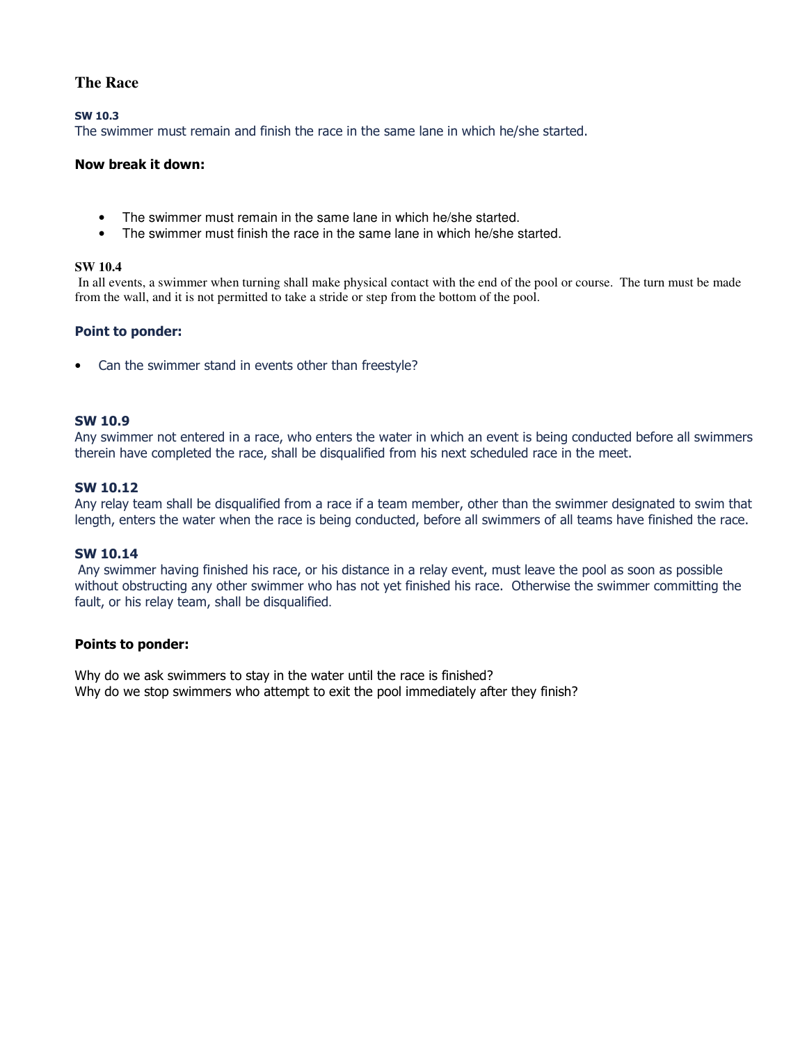## The Race

**SW 10.3**
The swimmer must remain and finish the race in the same lane in which he/she started.

**Now break it down:**

- The swimmer must remain in the same lane in which he/she started.
- The swimmer must finish the race in the same lane in which he/she started.

**SW 10.4**
In all events, a swimmer when turning shall make physical contact with the end of the pool or course. The turn must be made from the wall, and it is not permitted to take a stride or step from the bottom of the pool.

**Point to ponder:**

- Can the swimmer stand in events other than freestyle?

**SW 10.9**
Any swimmer not entered in a race, who enters the water in which an event is being conducted before all swimmers therein have completed the race, shall be disqualified from his next scheduled race in the meet.

**SW 10.12**
Any relay team shall be disqualified from a race if a team member, other than the swimmer designated to swim that length, enters the water when the race is being conducted, before all swimmers of all teams have finished the race.

**SW 10.14**
Any swimmer having finished his race, or his distance in a relay event, must leave the pool as soon as possible without obstructing any other swimmer who has not yet finished his race. Otherwise the swimmer committing the fault, or his relay team, shall be disqualified.

**Points to ponder:**

Why do we ask swimmers to stay in the water until the race is finished?
Why do we stop swimmers who attempt to exit the pool immediately after they finish?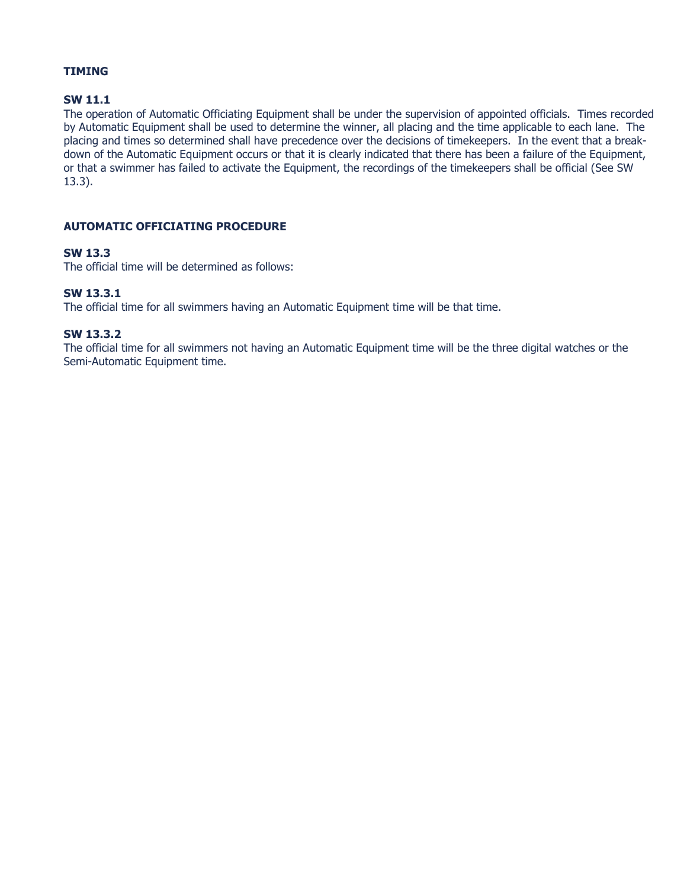**TIMING**

**SW 11.1**

The operation of Automatic Officiating Equipment shall be under the supervision of appointed officials. Times recorded by Automatic Equipment shall be used to determine the winner, all placing and the time applicable to each lane. The placing and times so determined shall have precedence over the decisions of timekeepers. In the event that a break-down of the Automatic Equipment occurs or that it is clearly indicated that there has been a failure of the Equipment, or that a swimmer has failed to activate the Equipment, the recordings of the timekeepers shall be official (See SW 13.3).

**AUTOMATIC OFFICIATING PROCEDURE**

**SW 13.3**

The official time will be determined as follows:

**SW 13.3.1**

The official time for all swimmers having an Automatic Equipment time will be that time.

**SW 13.3.2**

The official time for all swimmers not having an Automatic Equipment time will be the three digital watches or the Semi-Automatic Equipment time.